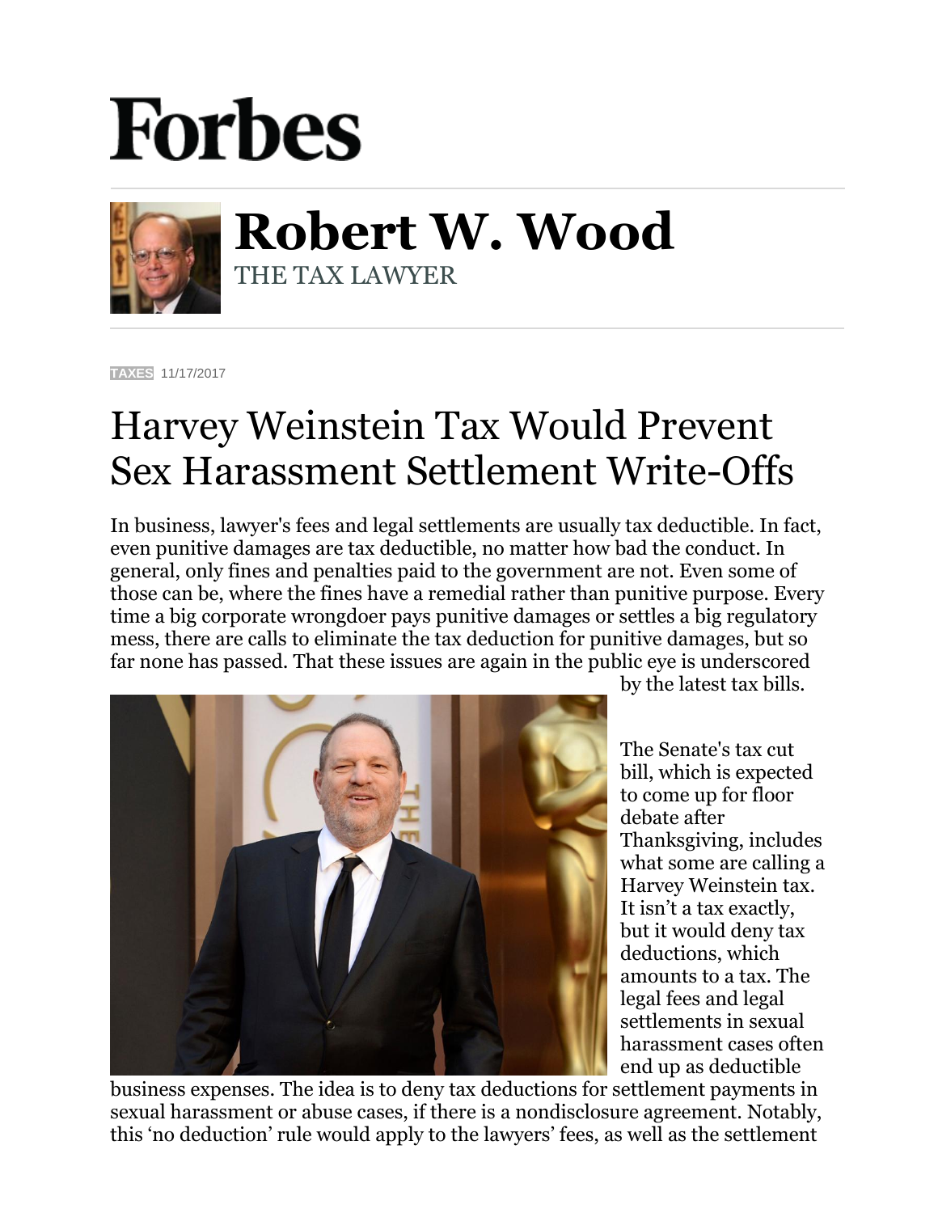# Forbes

## Robert W. Wood

THE TAX LAWYER

TAXES 11/17/2017

# Harvey Weinstein Tax Would Prevent Sex Harassment Settlement Write-Offs

In business, lawyer's fees and legal settlements are usually tax deductible. In fact, even punitive damages are tax deductible, no matter how bad the conduct. In general, only fines and penalties paid to the government are not. Even some of those can be, where the fines have a remedial rather than punitive purpose. Every time a big corporate wrongdoer pays punitive damages or settles a big regulatory mess, there are calls to eliminate the tax deduction for punitive damages, but so far none has passed. That these issues are again in the public eye is underscored by the latest tax bills.

The Senate's tax cut bill, which is expected to come up for floor debate after Thanksgiving, includes what some are calling a Harvey Weinstein tax. It isn't a tax exactly, but it would deny tax deductions, which amounts to a tax. The legal fees and legal settlements in sexual harassment cases often end up as deductible business expenses. The idea is to deny tax deductions for settlement payments in sexual harassment or abuse cases, if there is a nondisclosure agreement. Notably, this 'no deduction' rule would apply to the lawyers' fees, as well as the settlement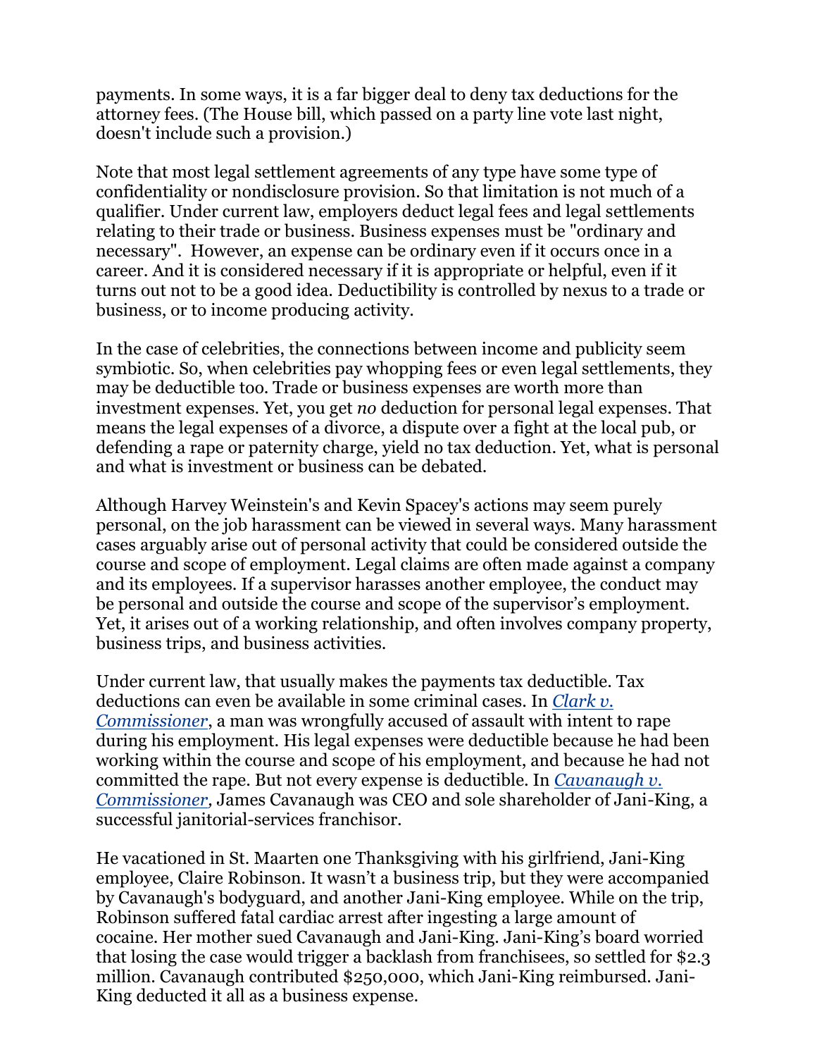payments. In some ways, it is a far bigger deal to deny tax deductions for the attorney fees. (The House bill, which passed on a party line vote last night, doesn't include such a provision.)

Note that most legal settlement agreements of any type have some type of confidentiality or nondisclosure provision. So that limitation is not much of a qualifier. Under current law, employers deduct legal fees and legal settlements relating to their trade or business. Business expenses must be "ordinary and necessary". However, an expense can be ordinary even if it occurs once in a career. And it is considered necessary if it is appropriate or helpful, even if it turns out not to be a good idea. Deductibility is controlled by nexus to a trade or business, or to income producing activity.

In the case of celebrities, the connections between income and publicity seem symbiotic. So, when celebrities pay whopping fees or even legal settlements, they may be deductible too. Trade or business expenses are worth more than investment expenses. Yet, you get *no* deduction for personal legal expenses. That means the legal expenses of a divorce, a dispute over a fight at the local pub, or defending a rape or paternity charge, yield no tax deduction. Yet, what is personal and what is investment or business can be debated.

Although Harvey Weinstein's and Kevin Spacey's actions may seem purely personal, on the job harassment can be viewed in several ways. Many harassment cases arguably arise out of personal activity that could be considered outside the course and scope of employment. Legal claims are often made against a company and its employees. If a supervisor harasses another employee, the conduct may be personal and outside the course and scope of the supervisor's employment. Yet, it arises out of a working relationship, and often involves company property, business trips, and business activities.

Under current law, that usually makes the payments tax deductible. Tax deductions can even be available in some criminal cases. In *Clark v. Commissioner*, a man was wrongfully accused of assault with intent to rape during his employment. His legal expenses were deductible because he had been working within the course and scope of his employment, and because he had not committed the rape. But not every expense is deductible. In *Cavanaugh v. Commissioner*, James Cavanaugh was CEO and sole shareholder of Jani-King, a successful janitorial-services franchisor.

He vacationed in St. Maarten one Thanksgiving with his girlfriend, Jani-King employee, Claire Robinson. It wasn't a business trip, but they were accompanied by Cavanaugh's bodyguard, and another Jani-King employee. While on the trip, Robinson suffered fatal cardiac arrest after ingesting a large amount of cocaine. Her mother sued Cavanaugh and Jani-King. Jani-King's board worried that losing the case would trigger a backlash from franchisees, so settled for $2.3 million. Cavanaugh contributed $250,000, which Jani-King reimbursed. Jani-King deducted it all as a business expense.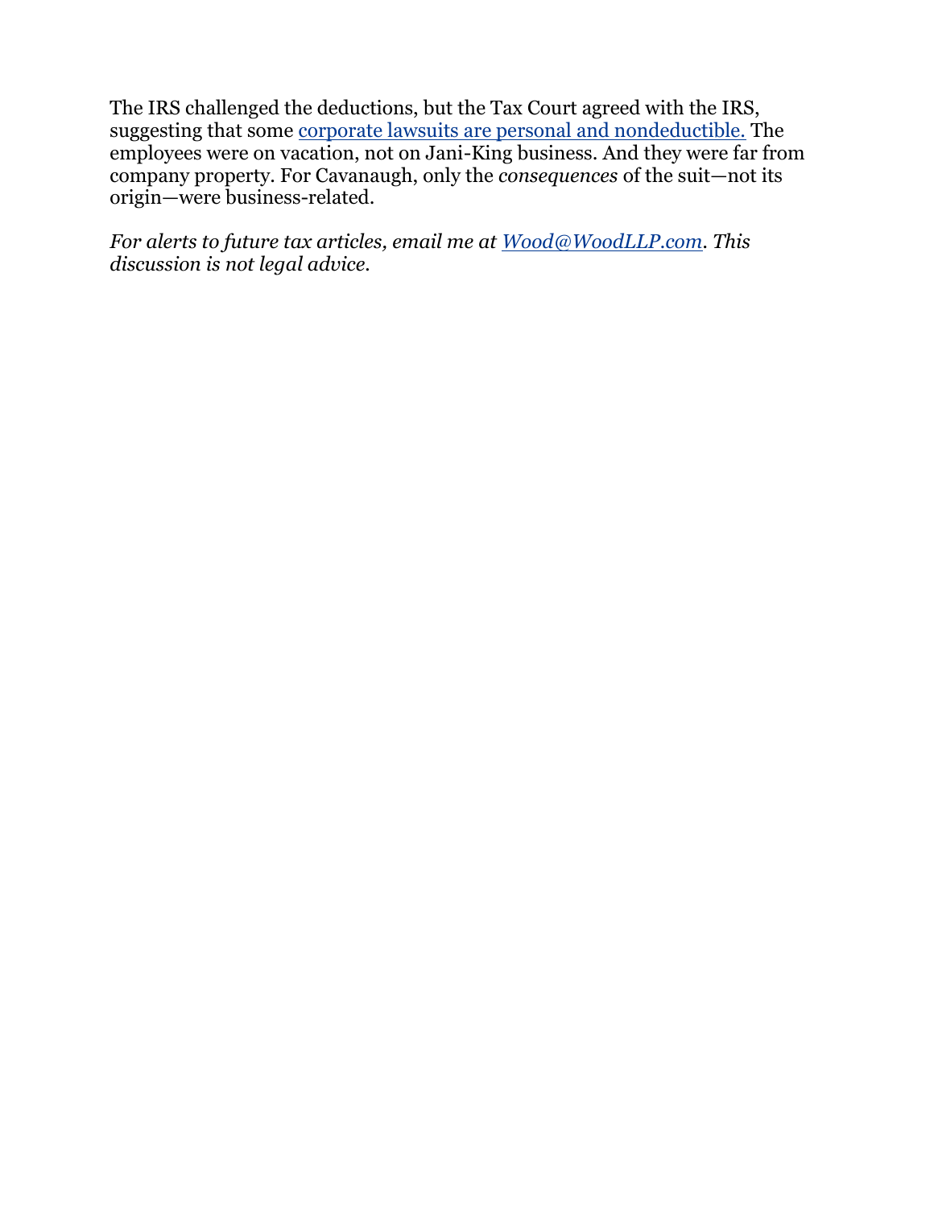The IRS challenged the deductions, but the Tax Court agreed with the IRS, suggesting that some [corporate lawsuits are personal and nondeductible.] The employees were on vacation, not on Jani-King business. And they were far from company property. For Cavanaugh, only the *consequences* of the suit—not its origin—were business-related.

*For alerts to future tax articles, email me at [Wood@WoodLLP.com]. This discussion is not legal advice.*